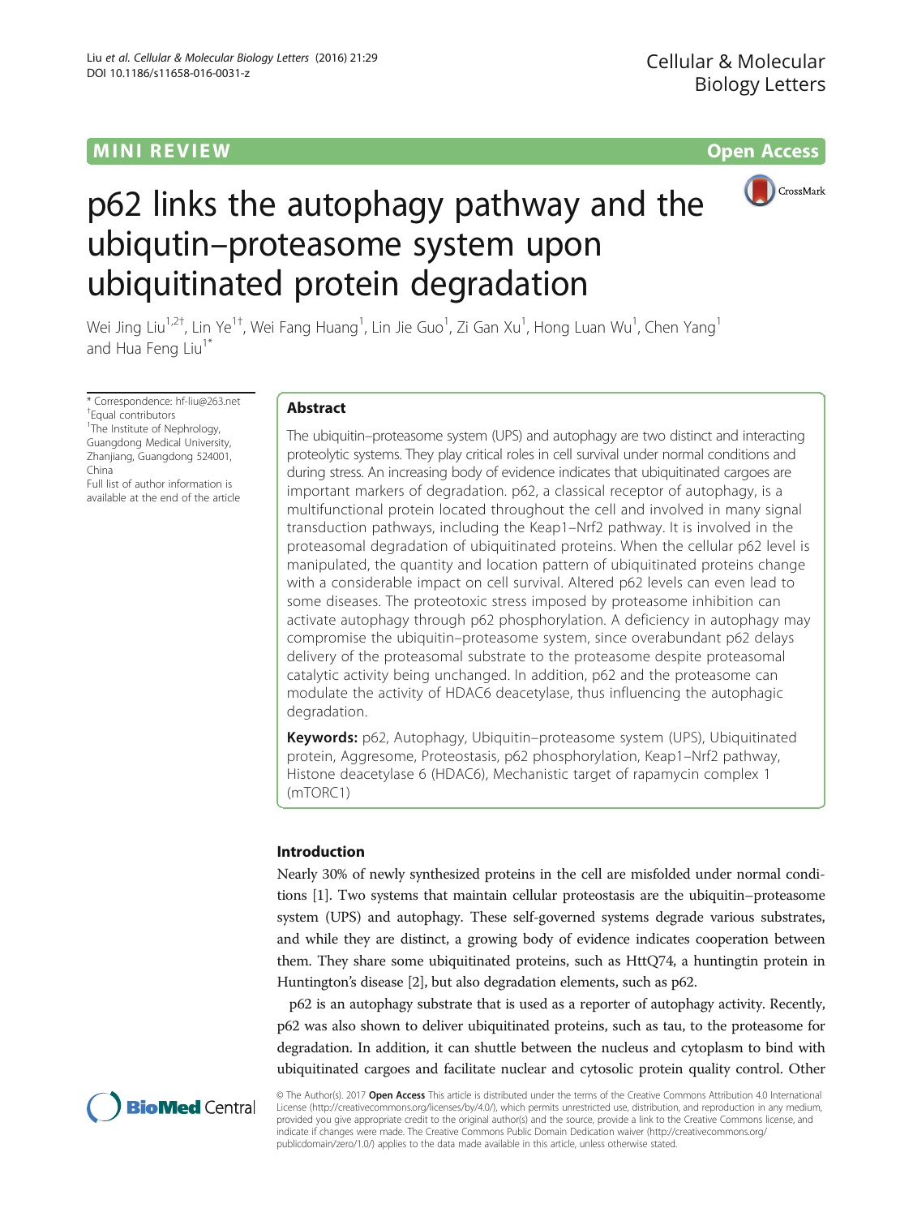MINI REVIEW

Open Access

# p62 links the autophagy pathway and the ubiqutin–proteasome system upon ubiquitinated protein degradation

Wei Jing Liu[1,2†], Lin Ye[1†], Wei Fang Huang[1], Lin Jie Guo[1], Zi Gan Xu[1], Hong Luan Wu[1], Chen Yang[1] and Hua Feng Liu[1*]

\* Correspondence: hf-liu@263.net
†Equal contributors
[1]The Institute of Nephrology, Guangdong Medical University, Zhanjiang, Guangdong 524001, China
Full list of author information is available at the end of the article

## Abstract

The ubiquitin–proteasome system (UPS) and autophagy are two distinct and interacting proteolytic systems. They play critical roles in cell survival under normal conditions and during stress. An increasing body of evidence indicates that ubiquitinated cargoes are important markers of degradation. p62, a classical receptor of autophagy, is a multifunctional protein located throughout the cell and involved in many signal transduction pathways, including the Keap1–Nrf2 pathway. It is involved in the proteasomal degradation of ubiquitinated proteins. When the cellular p62 level is manipulated, the quantity and location pattern of ubiquitinated proteins change with a considerable impact on cell survival. Altered p62 levels can even lead to some diseases. The proteotoxic stress imposed by proteasome inhibition can activate autophagy through p62 phosphorylation. A deficiency in autophagy may compromise the ubiquitin–proteasome system, since overabundant p62 delays delivery of the proteasomal substrate to the proteasome despite proteasomal catalytic activity being unchanged. In addition, p62 and the proteasome can modulate the activity of HDAC6 deacetylase, thus influencing the autophagic degradation.

**Keywords:** p62, Autophagy, Ubiquitin–proteasome system (UPS), Ubiquitinated protein, Aggresome, Proteostasis, p62 phosphorylation, Keap1–Nrf2 pathway, Histone deacetylase 6 (HDAC6), Mechanistic target of rapamycin complex 1 (mTORC1)

## Introduction

Nearly 30% of newly synthesized proteins in the cell are misfolded under normal conditions [1]. Two systems that maintain cellular proteostasis are the ubiquitin–proteasome system (UPS) and autophagy. These self-governed systems degrade various substrates, and while they are distinct, a growing body of evidence indicates cooperation between them. They share some ubiquitinated proteins, such as HttQ74, a huntingtin protein in Huntington's disease [2], but also degradation elements, such as p62.

p62 is an autophagy substrate that is used as a reporter of autophagy activity. Recently, p62 was also shown to deliver ubiquitinated proteins, such as tau, to the proteasome for degradation. In addition, it can shuttle between the nucleus and cytoplasm to bind with ubiquitinated cargoes and facilitate nuclear and cytosolic protein quality control. Other

© The Author(s). 2017 **Open Access** This article is distributed under the terms of the Creative Commons Attribution 4.0 International License (http://creativecommons.org/licenses/by/4.0/), which permits unrestricted use, distribution, and reproduction in any medium, provided you give appropriate credit to the original author(s) and the source, provide a link to the Creative Commons license, and indicate if changes were made. The Creative Commons Public Domain Dedication waiver (http://creativecommons.org/publicdomain/zero/1.0/) applies to the data made available in this article, unless otherwise stated.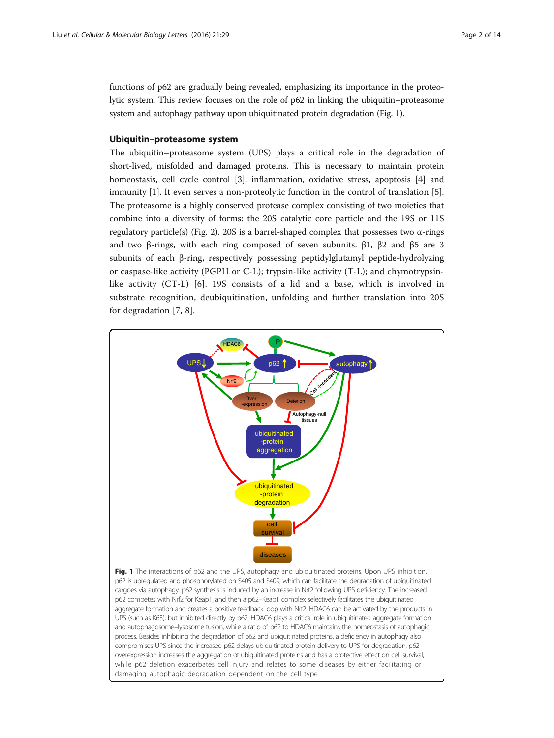functions of p62 are gradually being revealed, emphasizing its importance in the proteolytic system. This review focuses on the role of p62 in linking the ubiquitin–proteasome system and autophagy pathway upon ubiquitinated protein degradation (Fig. 1).

## Ubiquitin–proteasome system

The ubiquitin–proteasome system (UPS) plays a critical role in the degradation of short-lived, misfolded and damaged proteins. This is necessary to maintain protein homeostasis, cell cycle control [3], inflammation, oxidative stress, apoptosis [4] and immunity [1]. It even serves a non-proteolytic function in the control of translation [5]. The proteasome is a highly conserved protease complex consisting of two moieties that combine into a diversity of forms: the 20S catalytic core particle and the 19S or 11S regulatory particle(s) (Fig. 2). 20S is a barrel-shaped complex that possesses two α-rings and two β-rings, with each ring composed of seven subunits. β1, β2 and β5 are 3 subunits of each β-ring, respectively possessing peptidylglutamyl peptide-hydrolyzing or caspase-like activity (PGPH or C-L); trypsin-like activity (T-L); and chymotrypsin-like activity (CT-L) [6]. 19S consists of a lid and a base, which is involved in substrate recognition, deubiquitination, unfolding and further translation into 20S for degradation [7, 8].

**Fig. 1** The interactions of p62 and the UPS, autophagy and ubiquitinated proteins. Upon UPS inhibition, p62 is upregulated and phosphorylated on S405 and S409, which can facilitate the degradation of ubiquitinated cargoes via autophagy. p62 synthesis is induced by an increase in Nrf2 following UPS deficiency. The increased p62 competes with Nrf2 for Keap1, and then a p62–Keap1 complex selectively facilitates the ubiquitinated aggregate formation and creates a positive feedback loop with Nrf2. HDAC6 can be activated by the products in UPS (such as K63), but inhibited directly by p62. HDAC6 plays a critical role in ubiquitinated aggregate formation and autophagosome–lysosome fusion, while a ratio of p62 to HDAC6 maintains the homeostasis of autophagic process. Besides inhibiting the degradation of p62 and ubiquitinated proteins, a deficiency in autophagy also compromises UPS since the increased p62 delays ubiquitinated protein delivery to UPS for degradation. p62 overexpression increases the aggregation of ubiquitinated proteins and has a protective effect on cell survival, while p62 deletion exacerbates cell injury and relates to some diseases by either facilitating or damaging autophagic degradation dependent on the cell type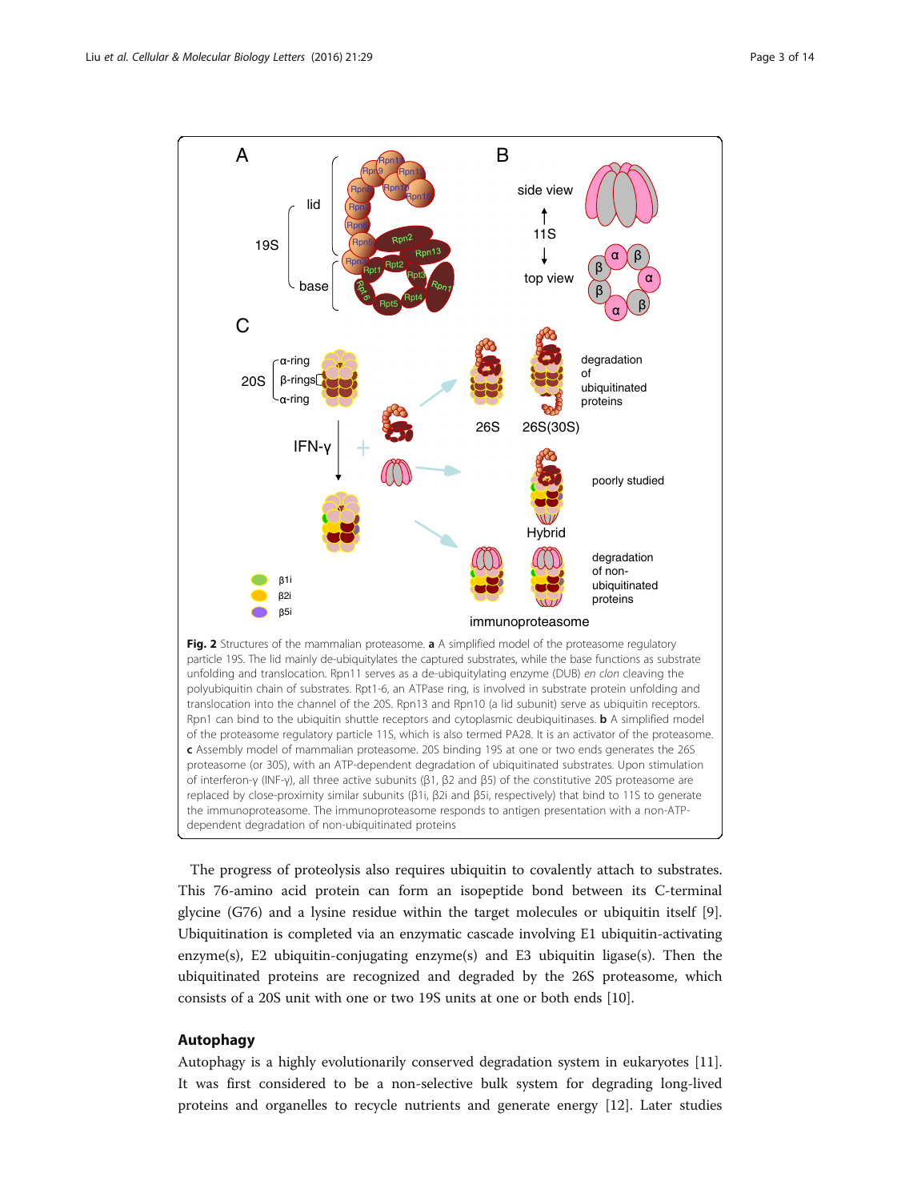**Fig. 2** Structures of the mammalian proteasome. **a** A simplified model of the proteasome regulatory particle 19S. The lid mainly de-ubiquitylates the captured substrates, while the base functions as substrate unfolding and translocation. Rpn11 serves as a de-ubiquitylating enzyme (DUB) *en clon* cleaving the polyubiquitin chain of substrates. Rpt1-6, an ATPase ring, is involved in substrate protein unfolding and translocation into the channel of the 20S. Rpn13 and Rpn10 (a lid subunit) serve as ubiquitin receptors. Rpn1 can bind to the ubiquitin shuttle receptors and cytoplasmic deubiquitinases. **b** A simplified model of the proteasome regulatory particle 11S, which is also termed PA28. It is an activator of the proteasome. **c** Assembly model of mammalian proteasome. 20S binding 19S at one or two ends generates the 26S proteasome (or 30S), with an ATP-dependent degradation of ubiquitinated substrates. Upon stimulation of interferon-γ (INF-γ), all three active subunits (β1, β2 and β5) of the constitutive 20S proteasome are replaced by close-proximity similar subunits (β1i, β2i and β5i, respectively) that bind to 11S to generate the immunoproteasome. The immunoproteasome responds to antigen presentation with a non-ATP-dependent degradation of non-ubiquitinated proteins

The progress of proteolysis also requires ubiquitin to covalently attach to substrates. This 76-amino acid protein can form an isopeptide bond between its C-terminal glycine (G76) and a lysine residue within the target molecules or ubiquitin itself [9]. Ubiquitination is completed via an enzymatic cascade involving E1 ubiquitin-activating enzyme(s), E2 ubiquitin-conjugating enzyme(s) and E3 ubiquitin ligase(s). Then the ubiquitinated proteins are recognized and degraded by the 26S proteasome, which consists of a 20S unit with one or two 19S units at one or both ends [10].

## Autophagy

Autophagy is a highly evolutionarily conserved degradation system in eukaryotes [11]. It was first considered to be a non-selective bulk system for degrading long-lived proteins and organelles to recycle nutrients and generate energy [12]. Later studies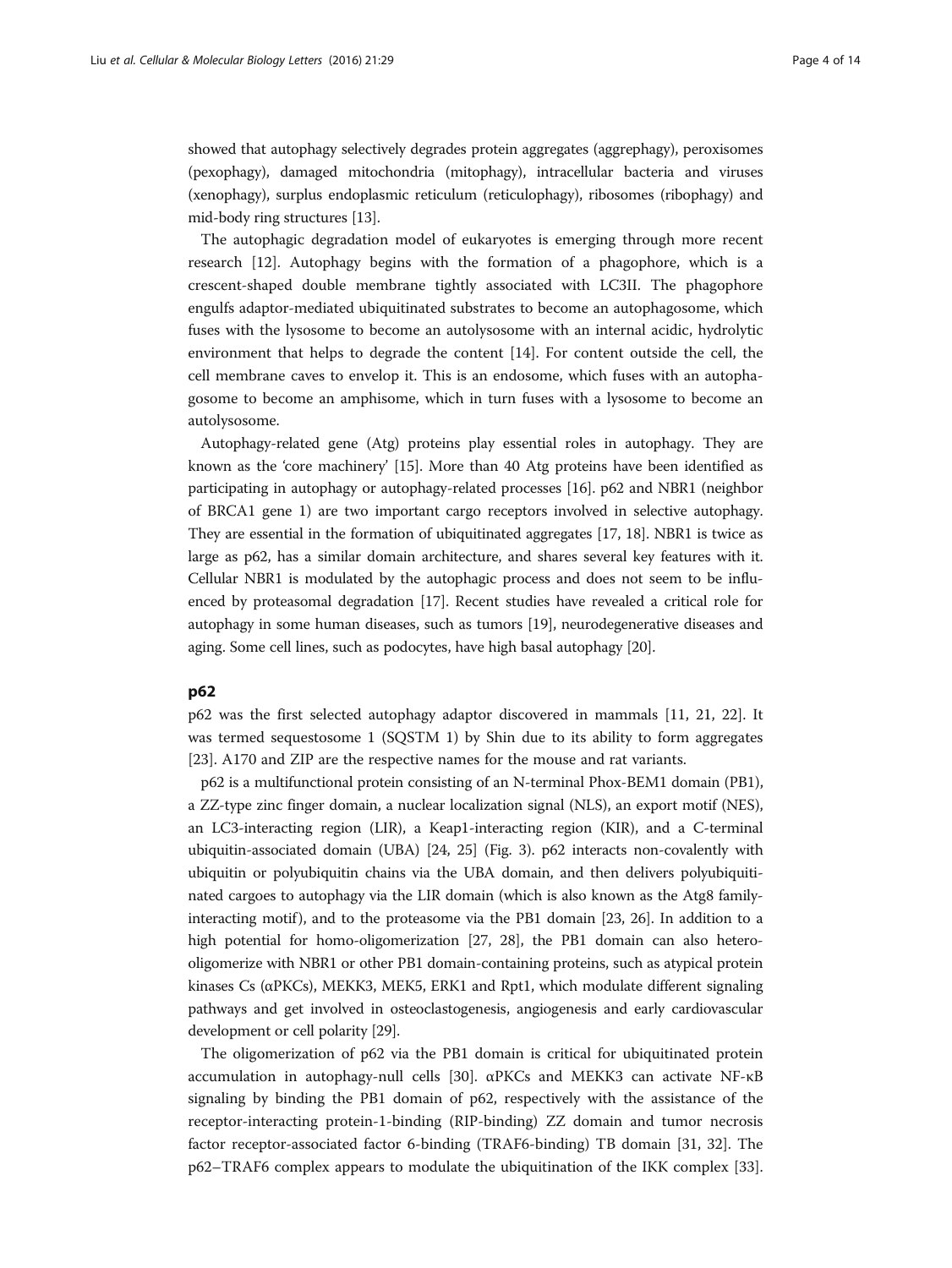showed that autophagy selectively degrades protein aggregates (aggrephagy), peroxisomes (pexophagy), damaged mitochondria (mitophagy), intracellular bacteria and viruses (xenophagy), surplus endoplasmic reticulum (reticulophagy), ribosomes (ribophagy) and mid-body ring structures [13].

The autophagic degradation model of eukaryotes is emerging through more recent research [12]. Autophagy begins with the formation of a phagophore, which is a crescent-shaped double membrane tightly associated with LC3II. The phagophore engulfs adaptor-mediated ubiquitinated substrates to become an autophagosome, which fuses with the lysosome to become an autolysosome with an internal acidic, hydrolytic environment that helps to degrade the content [14]. For content outside the cell, the cell membrane caves to envelop it. This is an endosome, which fuses with an autophagosome to become an amphisome, which in turn fuses with a lysosome to become an autolysosome.

Autophagy-related gene (Atg) proteins play essential roles in autophagy. They are known as the 'core machinery' [15]. More than 40 Atg proteins have been identified as participating in autophagy or autophagy-related processes [16]. p62 and NBR1 (neighbor of BRCA1 gene 1) are two important cargo receptors involved in selective autophagy. They are essential in the formation of ubiquitinated aggregates [17, 18]. NBR1 is twice as large as p62, has a similar domain architecture, and shares several key features with it. Cellular NBR1 is modulated by the autophagic process and does not seem to be influenced by proteasomal degradation [17]. Recent studies have revealed a critical role for autophagy in some human diseases, such as tumors [19], neurodegenerative diseases and aging. Some cell lines, such as podocytes, have high basal autophagy [20].

## p62

p62 was the first selected autophagy adaptor discovered in mammals [11, 21, 22]. It was termed sequestosome 1 (SQSTM 1) by Shin due to its ability to form aggregates [23]. A170 and ZIP are the respective names for the mouse and rat variants.

p62 is a multifunctional protein consisting of an N-terminal Phox-BEM1 domain (PB1), a ZZ-type zinc finger domain, a nuclear localization signal (NLS), an export motif (NES), an LC3-interacting region (LIR), a Keap1-interacting region (KIR), and a C-terminal ubiquitin-associated domain (UBA) [24, 25] (Fig. 3). p62 interacts non-covalently with ubiquitin or polyubiquitin chains via the UBA domain, and then delivers polyubiquitinated cargoes to autophagy via the LIR domain (which is also known as the Atg8 family-interacting motif), and to the proteasome via the PB1 domain [23, 26]. In addition to a high potential for homo-oligomerization [27, 28], the PB1 domain can also hetero-oligomerize with NBR1 or other PB1 domain-containing proteins, such as atypical protein kinases Cs (αPKCs), MEKK3, MEK5, ERK1 and Rpt1, which modulate different signaling pathways and get involved in osteoclastogenesis, angiogenesis and early cardiovascular development or cell polarity [29].

The oligomerization of p62 via the PB1 domain is critical for ubiquitinated protein accumulation in autophagy-null cells [30]. αPKCs and MEKK3 can activate NF-κB signaling by binding the PB1 domain of p62, respectively with the assistance of the receptor-interacting protein-1-binding (RIP-binding) ZZ domain and tumor necrosis factor receptor-associated factor 6-binding (TRAF6-binding) TB domain [31, 32]. The p62–TRAF6 complex appears to modulate the ubiquitination of the IKK complex [33].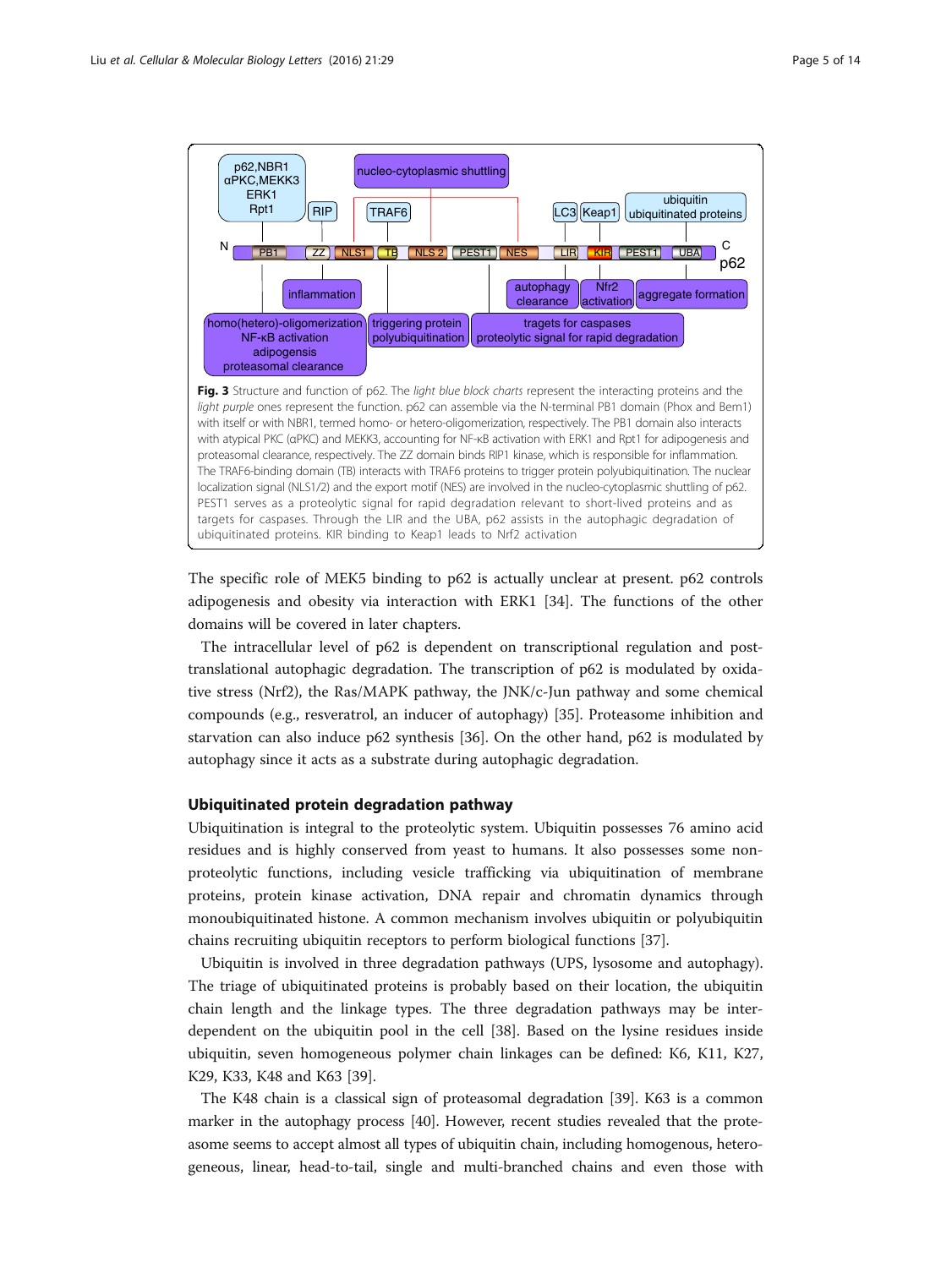**Fig. 3** Structure and function of p62. The *light blue block charts* represent the interacting proteins and the *light purple* ones represent the function. p62 can assemble via the N-terminal PB1 domain (Phox and Bem1) with itself or with NBR1, termed homo- or hetero-oligomerization, respectively. The PB1 domain also interacts with atypical PKC (αPKC) and MEKK3, accounting for NF-κB activation with ERK1 and Rpt1 for adipogenesis and proteasomal clearance, respectively. The ZZ domain binds RIP1 kinase, which is responsible for inflammation. The TRAF6-binding domain (TB) interacts with TRAF6 proteins to trigger protein polyubiquitination. The nuclear localization signal (NLS1/2) and the export motif (NES) are involved in the nucleo-cytoplasmic shuttling of p62. PEST1 serves as a proteolytic signal for rapid degradation relevant to short-lived proteins and as targets for caspases. Through the LIR and the UBA, p62 assists in the autophagic degradation of ubiquitinated proteins. KIR binding to Keap1 leads to Nrf2 activation

The specific role of MEK5 binding to p62 is actually unclear at present. p62 controls adipogenesis and obesity via interaction with ERK1 [34]. The functions of the other domains will be covered in later chapters.

The intracellular level of p62 is dependent on transcriptional regulation and post-translational autophagic degradation. The transcription of p62 is modulated by oxidative stress (Nrf2), the Ras/MAPK pathway, the JNK/c-Jun pathway and some chemical compounds (e.g., resveratrol, an inducer of autophagy) [35]. Proteasome inhibition and starvation can also induce p62 synthesis [36]. On the other hand, p62 is modulated by autophagy since it acts as a substrate during autophagic degradation.

## Ubiquitinated protein degradation pathway

Ubiquitination is integral to the proteolytic system. Ubiquitin possesses 76 amino acid residues and is highly conserved from yeast to humans. It also possesses some non-proteolytic functions, including vesicle trafficking via ubiquitination of membrane proteins, protein kinase activation, DNA repair and chromatin dynamics through monoubiquitinated histone. A common mechanism involves ubiquitin or polyubiquitin chains recruiting ubiquitin receptors to perform biological functions [37].

Ubiquitin is involved in three degradation pathways (UPS, lysosome and autophagy). The triage of ubiquitinated proteins is probably based on their location, the ubiquitin chain length and the linkage types. The three degradation pathways may be interdependent on the ubiquitin pool in the cell [38]. Based on the lysine residues inside ubiquitin, seven homogeneous polymer chain linkages can be defined: K6, K11, K27, K29, K33, K48 and K63 [39].

The K48 chain is a classical sign of proteasomal degradation [39]. K63 is a common marker in the autophagy process [40]. However, recent studies revealed that the proteasome seems to accept almost all types of ubiquitin chain, including homogenous, heterogeneous, linear, head-to-tail, single and multi-branched chains and even those with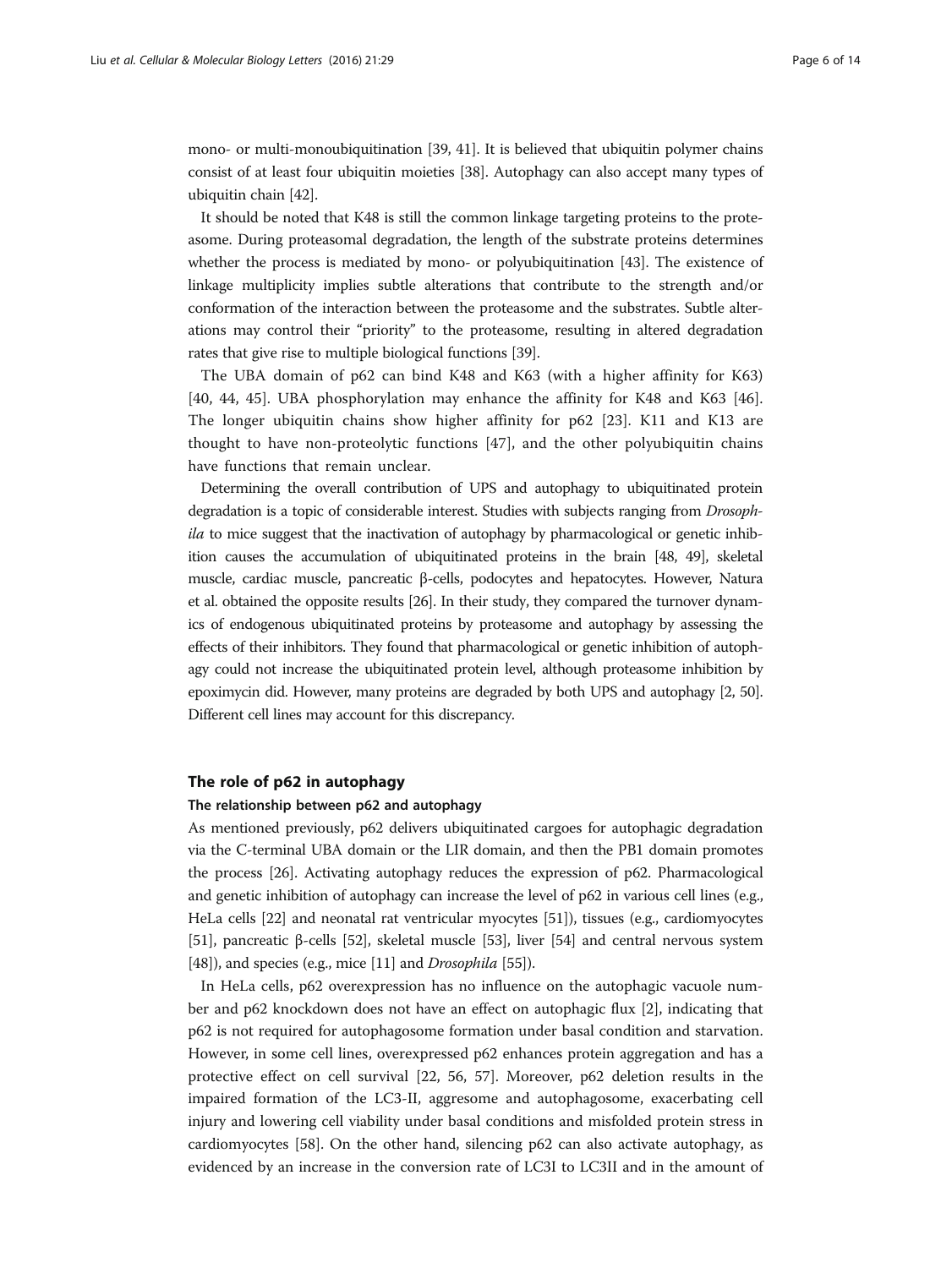mono- or multi-monoubiquitination [39, 41]. It is believed that ubiquitin polymer chains consist of at least four ubiquitin moieties [38]. Autophagy can also accept many types of ubiquitin chain [42].

It should be noted that K48 is still the common linkage targeting proteins to the proteasome. During proteasomal degradation, the length of the substrate proteins determines whether the process is mediated by mono- or polyubiquitination [43]. The existence of linkage multiplicity implies subtle alterations that contribute to the strength and/or conformation of the interaction between the proteasome and the substrates. Subtle alterations may control their "priority" to the proteasome, resulting in altered degradation rates that give rise to multiple biological functions [39].

The UBA domain of p62 can bind K48 and K63 (with a higher affinity for K63) [40, 44, 45]. UBA phosphorylation may enhance the affinity for K48 and K63 [46]. The longer ubiquitin chains show higher affinity for p62 [23]. K11 and K13 are thought to have non-proteolytic functions [47], and the other polyubiquitin chains have functions that remain unclear.

Determining the overall contribution of UPS and autophagy to ubiquitinated protein degradation is a topic of considerable interest. Studies with subjects ranging from *Drosophila* to mice suggest that the inactivation of autophagy by pharmacological or genetic inhibition causes the accumulation of ubiquitinated proteins in the brain [48, 49], skeletal muscle, cardiac muscle, pancreatic β-cells, podocytes and hepatocytes. However, Natura et al. obtained the opposite results [26]. In their study, they compared the turnover dynamics of endogenous ubiquitinated proteins by proteasome and autophagy by assessing the effects of their inhibitors. They found that pharmacological or genetic inhibition of autophagy could not increase the ubiquitinated protein level, although proteasome inhibition by epoximycin did. However, many proteins are degraded by both UPS and autophagy [2, 50]. Different cell lines may account for this discrepancy.

## The role of p62 in autophagy

### The relationship between p62 and autophagy

As mentioned previously, p62 delivers ubiquitinated cargoes for autophagic degradation via the C-terminal UBA domain or the LIR domain, and then the PB1 domain promotes the process [26]. Activating autophagy reduces the expression of p62. Pharmacological and genetic inhibition of autophagy can increase the level of p62 in various cell lines (e.g., HeLa cells [22] and neonatal rat ventricular myocytes [51]), tissues (e.g., cardiomyocytes [51], pancreatic β-cells [52], skeletal muscle [53], liver [54] and central nervous system [48]), and species (e.g., mice [11] and *Drosophila* [55]).

In HeLa cells, p62 overexpression has no influence on the autophagic vacuole number and p62 knockdown does not have an effect on autophagic flux [2], indicating that p62 is not required for autophagosome formation under basal condition and starvation. However, in some cell lines, overexpressed p62 enhances protein aggregation and has a protective effect on cell survival [22, 56, 57]. Moreover, p62 deletion results in the impaired formation of the LC3-II, aggresome and autophagosome, exacerbating cell injury and lowering cell viability under basal conditions and misfolded protein stress in cardiomyocytes [58]. On the other hand, silencing p62 can also activate autophagy, as evidenced by an increase in the conversion rate of LC3I to LC3II and in the amount of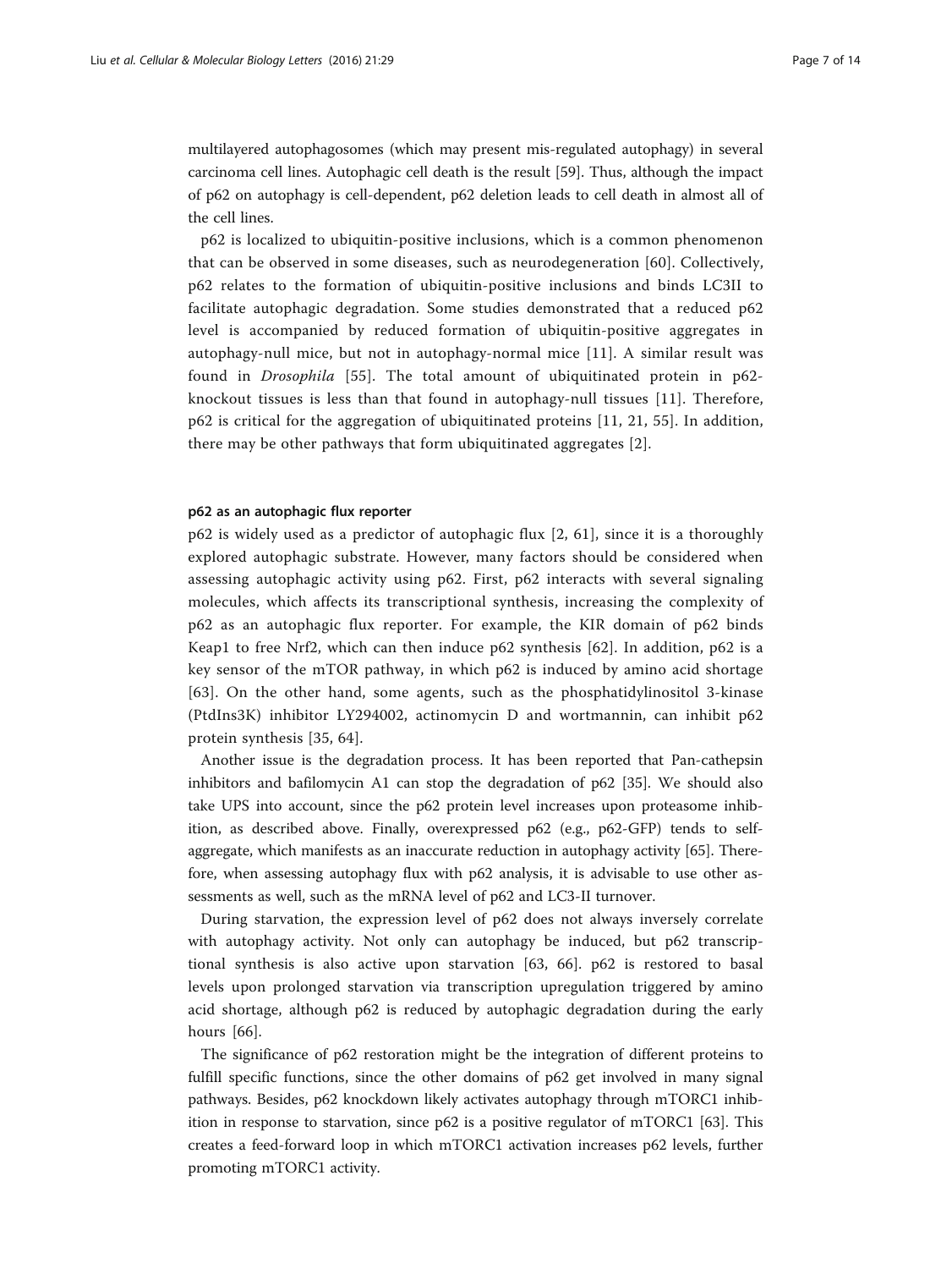multilayered autophagosomes (which may present mis-regulated autophagy) in several carcinoma cell lines. Autophagic cell death is the result [59]. Thus, although the impact of p62 on autophagy is cell-dependent, p62 deletion leads to cell death in almost all of the cell lines.

p62 is localized to ubiquitin-positive inclusions, which is a common phenomenon that can be observed in some diseases, such as neurodegeneration [60]. Collectively, p62 relates to the formation of ubiquitin-positive inclusions and binds LC3II to facilitate autophagic degradation. Some studies demonstrated that a reduced p62 level is accompanied by reduced formation of ubiquitin-positive aggregates in autophagy-null mice, but not in autophagy-normal mice [11]. A similar result was found in *Drosophila* [55]. The total amount of ubiquitinated protein in p62-knockout tissues is less than that found in autophagy-null tissues [11]. Therefore, p62 is critical for the aggregation of ubiquitinated proteins [11, 21, 55]. In addition, there may be other pathways that form ubiquitinated aggregates [2].

#### p62 as an autophagic flux reporter

p62 is widely used as a predictor of autophagic flux [2, 61], since it is a thoroughly explored autophagic substrate. However, many factors should be considered when assessing autophagic activity using p62. First, p62 interacts with several signaling molecules, which affects its transcriptional synthesis, increasing the complexity of p62 as an autophagic flux reporter. For example, the KIR domain of p62 binds Keap1 to free Nrf2, which can then induce p62 synthesis [62]. In addition, p62 is a key sensor of the mTOR pathway, in which p62 is induced by amino acid shortage [63]. On the other hand, some agents, such as the phosphatidylinositol 3-kinase (PtdIns3K) inhibitor LY294002, actinomycin D and wortmannin, can inhibit p62 protein synthesis [35, 64].

Another issue is the degradation process. It has been reported that Pan-cathepsin inhibitors and bafilomycin A1 can stop the degradation of p62 [35]. We should also take UPS into account, since the p62 protein level increases upon proteasome inhibition, as described above. Finally, overexpressed p62 (e.g., p62-GFP) tends to self-aggregate, which manifests as an inaccurate reduction in autophagy activity [65]. Therefore, when assessing autophagy flux with p62 analysis, it is advisable to use other assessments as well, such as the mRNA level of p62 and LC3-II turnover.

During starvation, the expression level of p62 does not always inversely correlate with autophagy activity. Not only can autophagy be induced, but p62 transcriptional synthesis is also active upon starvation [63, 66]. p62 is restored to basal levels upon prolonged starvation via transcription upregulation triggered by amino acid shortage, although p62 is reduced by autophagic degradation during the early hours [66].

The significance of p62 restoration might be the integration of different proteins to fulfill specific functions, since the other domains of p62 get involved in many signal pathways. Besides, p62 knockdown likely activates autophagy through mTORC1 inhibition in response to starvation, since p62 is a positive regulator of mTORC1 [63]. This creates a feed-forward loop in which mTORC1 activation increases p62 levels, further promoting mTORC1 activity.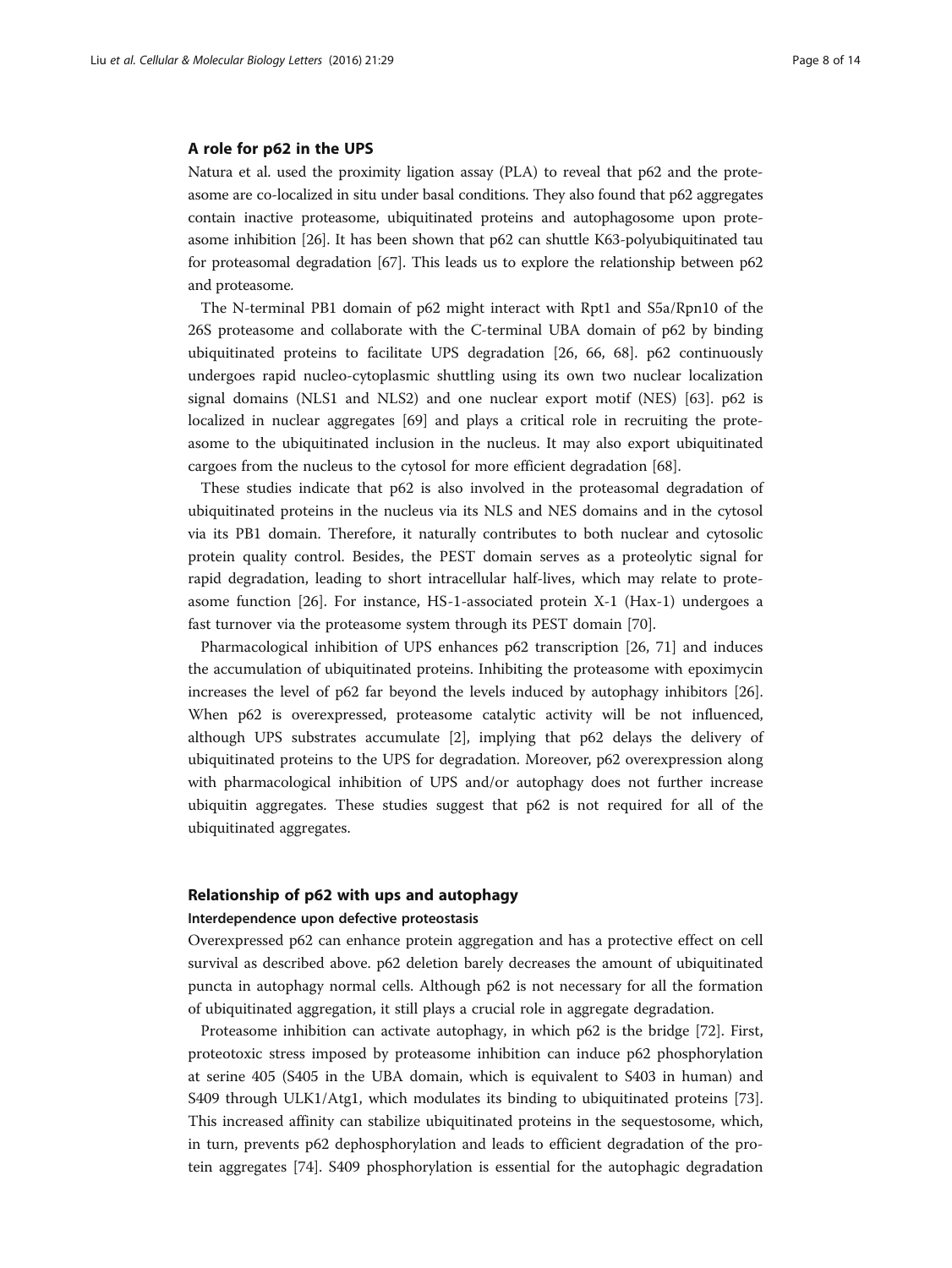### A role for p62 in the UPS

Natura et al. used the proximity ligation assay (PLA) to reveal that p62 and the proteasome are co-localized in situ under basal conditions. They also found that p62 aggregates contain inactive proteasome, ubiquitinated proteins and autophagosome upon proteasome inhibition [26]. It has been shown that p62 can shuttle K63-polyubiquitinated tau for proteasomal degradation [67]. This leads us to explore the relationship between p62 and proteasome.

The N-terminal PB1 domain of p62 might interact with Rpt1 and S5a/Rpn10 of the 26S proteasome and collaborate with the C-terminal UBA domain of p62 by binding ubiquitinated proteins to facilitate UPS degradation [26, 66, 68]. p62 continuously undergoes rapid nucleo-cytoplasmic shuttling using its own two nuclear localization signal domains (NLS1 and NLS2) and one nuclear export motif (NES) [63]. p62 is localized in nuclear aggregates [69] and plays a critical role in recruiting the proteasome to the ubiquitinated inclusion in the nucleus. It may also export ubiquitinated cargoes from the nucleus to the cytosol for more efficient degradation [68].

These studies indicate that p62 is also involved in the proteasomal degradation of ubiquitinated proteins in the nucleus via its NLS and NES domains and in the cytosol via its PB1 domain. Therefore, it naturally contributes to both nuclear and cytosolic protein quality control. Besides, the PEST domain serves as a proteolytic signal for rapid degradation, leading to short intracellular half-lives, which may relate to proteasome function [26]. For instance, HS-1-associated protein X-1 (Hax-1) undergoes a fast turnover via the proteasome system through its PEST domain [70].

Pharmacological inhibition of UPS enhances p62 transcription [26, 71] and induces the accumulation of ubiquitinated proteins. Inhibiting the proteasome with epoximycin increases the level of p62 far beyond the levels induced by autophagy inhibitors [26]. When p62 is overexpressed, proteasome catalytic activity will be not influenced, although UPS substrates accumulate [2], implying that p62 delays the delivery of ubiquitinated proteins to the UPS for degradation. Moreover, p62 overexpression along with pharmacological inhibition of UPS and/or autophagy does not further increase ubiquitin aggregates. These studies suggest that p62 is not required for all of the ubiquitinated aggregates.

## Relationship of p62 with ups and autophagy

#### Interdependence upon defective proteostasis

Overexpressed p62 can enhance protein aggregation and has a protective effect on cell survival as described above. p62 deletion barely decreases the amount of ubiquitinated puncta in autophagy normal cells. Although p62 is not necessary for all the formation of ubiquitinated aggregation, it still plays a crucial role in aggregate degradation.

Proteasome inhibition can activate autophagy, in which p62 is the bridge [72]. First, proteotoxic stress imposed by proteasome inhibition can induce p62 phosphorylation at serine 405 (S405 in the UBA domain, which is equivalent to S403 in human) and S409 through ULK1/Atg1, which modulates its binding to ubiquitinated proteins [73]. This increased affinity can stabilize ubiquitinated proteins in the sequestosome, which, in turn, prevents p62 dephosphorylation and leads to efficient degradation of the protein aggregates [74]. S409 phosphorylation is essential for the autophagic degradation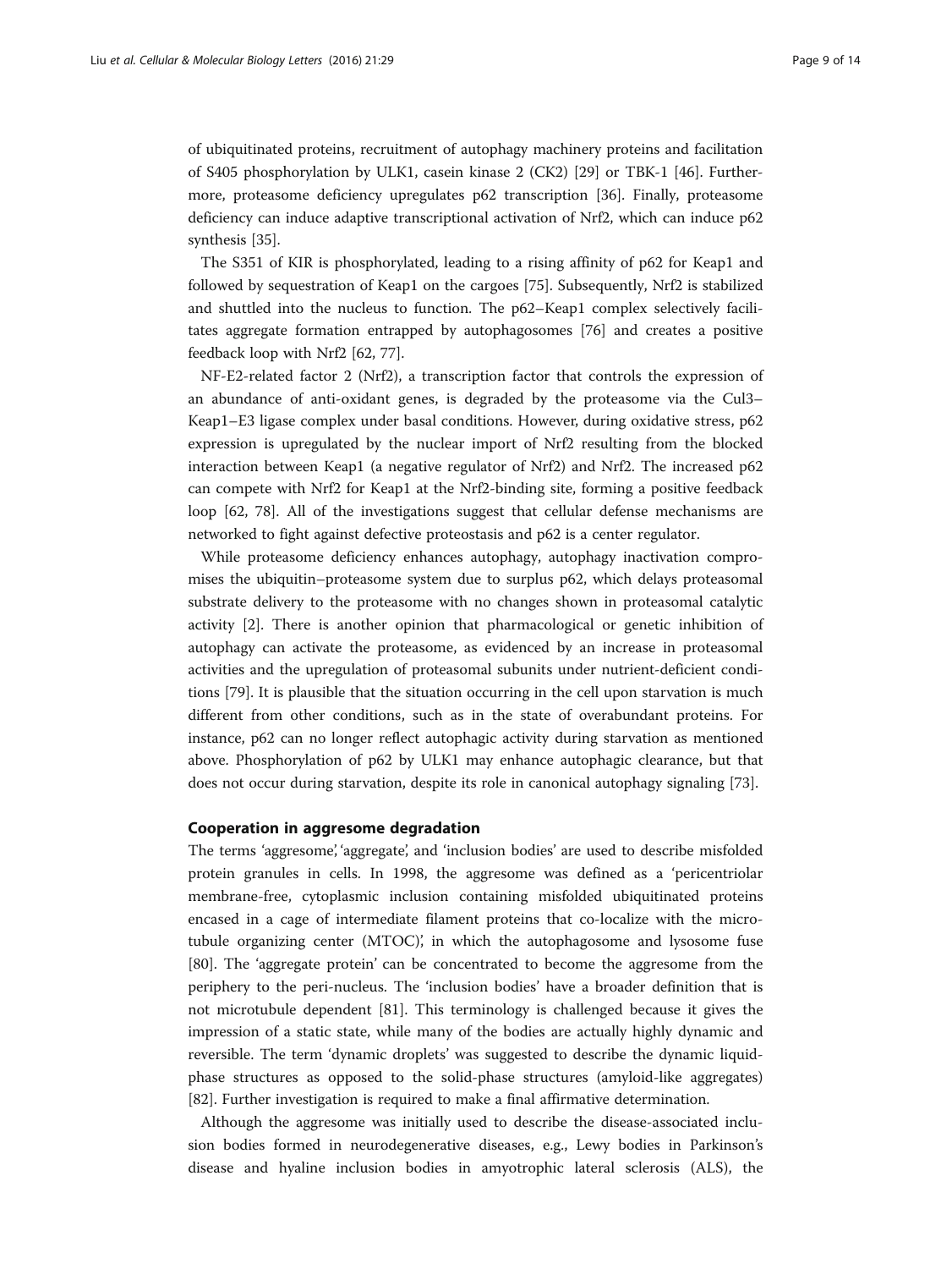of ubiquitinated proteins, recruitment of autophagy machinery proteins and facilitation of S405 phosphorylation by ULK1, casein kinase 2 (CK2) [29] or TBK-1 [46]. Furthermore, proteasome deficiency upregulates p62 transcription [36]. Finally, proteasome deficiency can induce adaptive transcriptional activation of Nrf2, which can induce p62 synthesis [35].

The S351 of KIR is phosphorylated, leading to a rising affinity of p62 for Keap1 and followed by sequestration of Keap1 on the cargoes [75]. Subsequently, Nrf2 is stabilized and shuttled into the nucleus to function. The p62–Keap1 complex selectively facilitates aggregate formation entrapped by autophagosomes [76] and creates a positive feedback loop with Nrf2 [62, 77].

NF-E2-related factor 2 (Nrf2), a transcription factor that controls the expression of an abundance of anti-oxidant genes, is degraded by the proteasome via the Cul3–Keap1–E3 ligase complex under basal conditions. However, during oxidative stress, p62 expression is upregulated by the nuclear import of Nrf2 resulting from the blocked interaction between Keap1 (a negative regulator of Nrf2) and Nrf2. The increased p62 can compete with Nrf2 for Keap1 at the Nrf2-binding site, forming a positive feedback loop [62, 78]. All of the investigations suggest that cellular defense mechanisms are networked to fight against defective proteostasis and p62 is a center regulator.

While proteasome deficiency enhances autophagy, autophagy inactivation compromises the ubiquitin–proteasome system due to surplus p62, which delays proteasomal substrate delivery to the proteasome with no changes shown in proteasomal catalytic activity [2]. There is another opinion that pharmacological or genetic inhibition of autophagy can activate the proteasome, as evidenced by an increase in proteasomal activities and the upregulation of proteasomal subunits under nutrient-deficient conditions [79]. It is plausible that the situation occurring in the cell upon starvation is much different from other conditions, such as in the state of overabundant proteins. For instance, p62 can no longer reflect autophagic activity during starvation as mentioned above. Phosphorylation of p62 by ULK1 may enhance autophagic clearance, but that does not occur during starvation, despite its role in canonical autophagy signaling [73].

## Cooperation in aggresome degradation

The terms 'aggresome', 'aggregate', and 'inclusion bodies' are used to describe misfolded protein granules in cells. In 1998, the aggresome was defined as a 'pericentriolar membrane-free, cytoplasmic inclusion containing misfolded ubiquitinated proteins encased in a cage of intermediate filament proteins that co-localize with the microtubule organizing center (MTOC)', in which the autophagosome and lysosome fuse [80]. The 'aggregate protein' can be concentrated to become the aggresome from the periphery to the peri-nucleus. The 'inclusion bodies' have a broader definition that is not microtubule dependent [81]. This terminology is challenged because it gives the impression of a static state, while many of the bodies are actually highly dynamic and reversible. The term 'dynamic droplets' was suggested to describe the dynamic liquid-phase structures as opposed to the solid-phase structures (amyloid-like aggregates) [82]. Further investigation is required to make a final affirmative determination.

Although the aggresome was initially used to describe the disease-associated inclusion bodies formed in neurodegenerative diseases, e.g., Lewy bodies in Parkinson's disease and hyaline inclusion bodies in amyotrophic lateral sclerosis (ALS), the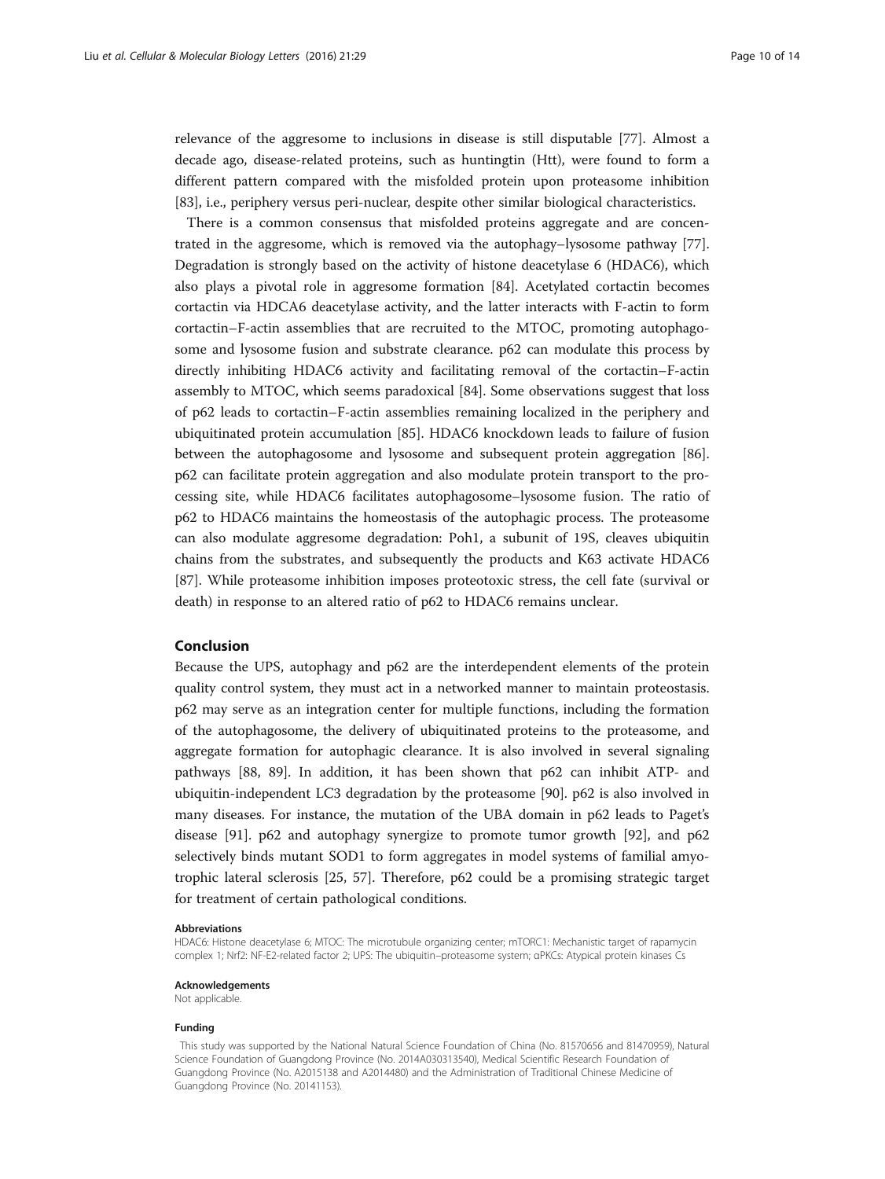relevance of the aggresome to inclusions in disease is still disputable [77]. Almost a decade ago, disease-related proteins, such as huntingtin (Htt), were found to form a different pattern compared with the misfolded protein upon proteasome inhibition [83], i.e., periphery versus peri-nuclear, despite other similar biological characteristics.

There is a common consensus that misfolded proteins aggregate and are concentrated in the aggresome, which is removed via the autophagy–lysosome pathway [77]. Degradation is strongly based on the activity of histone deacetylase 6 (HDAC6), which also plays a pivotal role in aggresome formation [84]. Acetylated cortactin becomes cortactin via HDCA6 deacetylase activity, and the latter interacts with F-actin to form cortactin–F-actin assemblies that are recruited to the MTOC, promoting autophagosome and lysosome fusion and substrate clearance. p62 can modulate this process by directly inhibiting HDAC6 activity and facilitating removal of the cortactin–F-actin assembly to MTOC, which seems paradoxical [84]. Some observations suggest that loss of p62 leads to cortactin–F-actin assemblies remaining localized in the periphery and ubiquitinated protein accumulation [85]. HDAC6 knockdown leads to failure of fusion between the autophagosome and lysosome and subsequent protein aggregation [86]. p62 can facilitate protein aggregation and also modulate protein transport to the processing site, while HDAC6 facilitates autophagosome–lysosome fusion. The ratio of p62 to HDAC6 maintains the homeostasis of the autophagic process. The proteasome can also modulate aggresome degradation: Poh1, a subunit of 19S, cleaves ubiquitin chains from the substrates, and subsequently the products and K63 activate HDAC6 [87]. While proteasome inhibition imposes proteotoxic stress, the cell fate (survival or death) in response to an altered ratio of p62 to HDAC6 remains unclear.

## Conclusion

Because the UPS, autophagy and p62 are the interdependent elements of the protein quality control system, they must act in a networked manner to maintain proteostasis. p62 may serve as an integration center for multiple functions, including the formation of the autophagosome, the delivery of ubiquitinated proteins to the proteasome, and aggregate formation for autophagic clearance. It is also involved in several signaling pathways [88, 89]. In addition, it has been shown that p62 can inhibit ATP- and ubiquitin-independent LC3 degradation by the proteasome [90]. p62 is also involved in many diseases. For instance, the mutation of the UBA domain in p62 leads to Paget's disease [91]. p62 and autophagy synergize to promote tumor growth [92], and p62 selectively binds mutant SOD1 to form aggregates in model systems of familial amyotrophic lateral sclerosis [25, 57]. Therefore, p62 could be a promising strategic target for treatment of certain pathological conditions.

#### Abbreviations

HDAC6: Histone deacetylase 6; MTOC: The microtubule organizing center; mTORC1: Mechanistic target of rapamycin complex 1; Nrf2: NF-E2-related factor 2; UPS: The ubiquitin–proteasome system; αPKCs: Atypical protein kinases Cs

#### Acknowledgements

Not applicable.

#### Funding

This study was supported by the National Natural Science Foundation of China (No. 81570656 and 81470959), Natural Science Foundation of Guangdong Province (No. 2014A030313540), Medical Scientific Research Foundation of Guangdong Province (No. A2015138 and A2014480) and the Administration of Traditional Chinese Medicine of Guangdong Province (No. 20141153).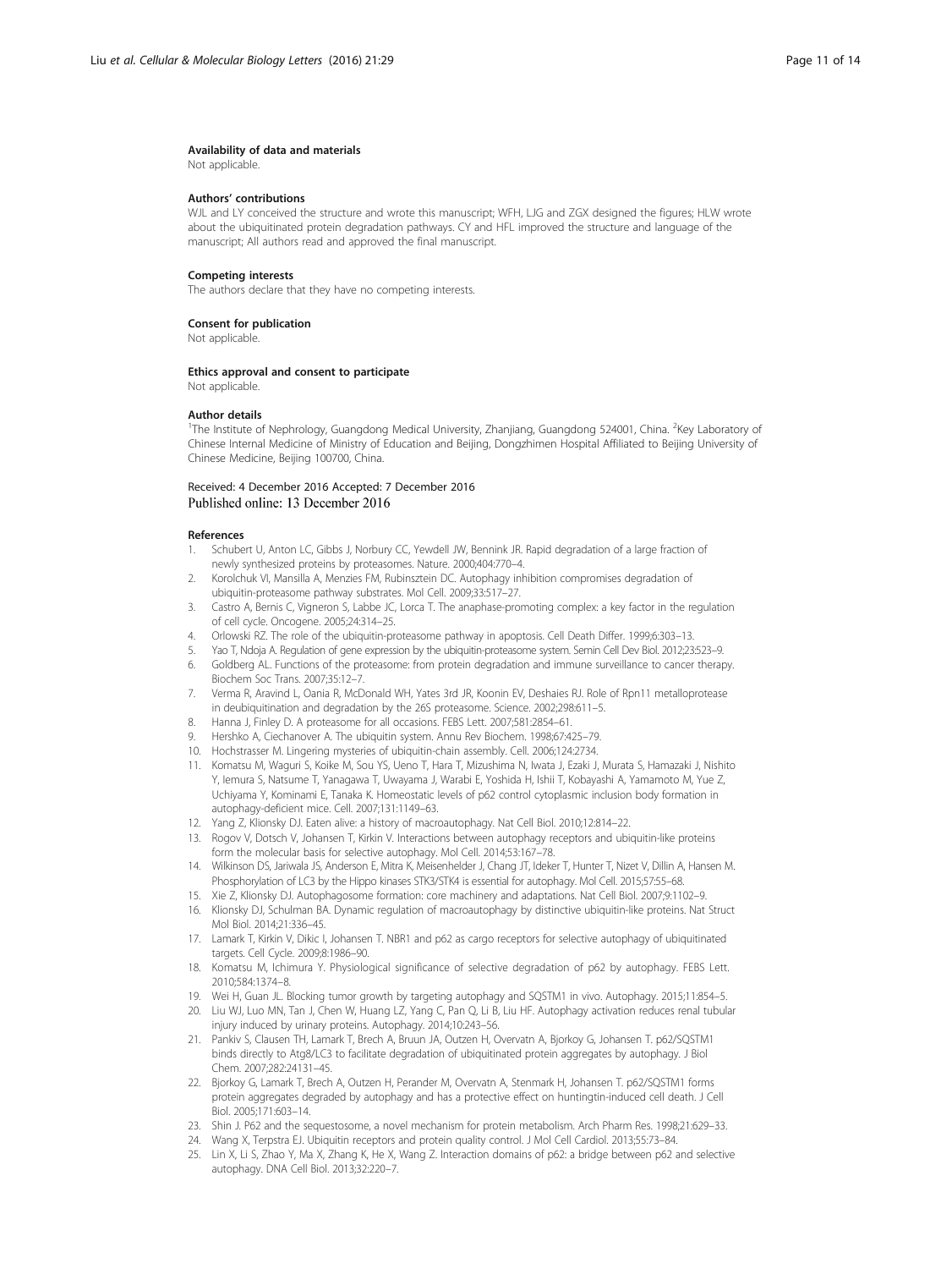#### Availability of data and materials

Not applicable.

#### Authors' contributions

WJL and LY conceived the structure and wrote this manuscript; WFH, LJG and ZGX designed the figures; HLW wrote about the ubiquitinated protein degradation pathways. CY and HFL improved the structure and language of the manuscript; All authors read and approved the final manuscript.

#### Competing interests

The authors declare that they have no competing interests.

#### Consent for publication

Not applicable.

#### Ethics approval and consent to participate

Not applicable.

#### Author details

[1]The Institute of Nephrology, Guangdong Medical University, Zhanjiang, Guangdong 524001, China. [2]Key Laboratory of Chinese Internal Medicine of Ministry of Education and Beijing, Dongzhimen Hospital Affiliated to Beijing University of Chinese Medicine, Beijing 100700, China.

Received: 4 December 2016 Accepted: 7 December 2016
Published online: 13 December 2016

#### References

1. Schubert U, Anton LC, Gibbs J, Norbury CC, Yewdell JW, Bennink JR. Rapid degradation of a large fraction of newly synthesized proteins by proteasomes. Nature. 2000;404:770–4.
2. Korolchuk VI, Mansilla A, Menzies FM, Rubinsztein DC. Autophagy inhibition compromises degradation of ubiquitin-proteasome pathway substrates. Mol Cell. 2009;33:517–27.
3. Castro A, Bernis C, Vigneron S, Labbe JC, Lorca T. The anaphase-promoting complex: a key factor in the regulation of cell cycle. Oncogene. 2005;24:314–25.
4. Orlowski RZ. The role of the ubiquitin-proteasome pathway in apoptosis. Cell Death Differ. 1999;6:303–13.
5. Yao T, Ndoja A. Regulation of gene expression by the ubiquitin-proteasome system. Semin Cell Dev Biol. 2012;23:523–9.
6. Goldberg AL. Functions of the proteasome: from protein degradation and immune surveillance to cancer therapy. Biochem Soc Trans. 2007;35:12–7.
7. Verma R, Aravind L, Oania R, McDonald WH, Yates 3rd JR, Koonin EV, Deshaies RJ. Role of Rpn11 metalloprotease in deubiquitination and degradation by the 26S proteasome. Science. 2002;298:611–5.
8. Hanna J, Finley D. A proteasome for all occasions. FEBS Lett. 2007;581:2854–61.
9. Hershko A, Ciechanover A. The ubiquitin system. Annu Rev Biochem. 1998;67:425–79.
10. Hochstrasser M. Lingering mysteries of ubiquitin-chain assembly. Cell. 2006;124:2734.
11. Komatsu M, Waguri S, Koike M, Sou YS, Ueno T, Hara T, Mizushima N, Iwata J, Ezaki J, Murata S, Hamazaki J, Nishito Y, Iemura S, Natsume T, Yanagawa T, Uwayama J, Warabi E, Yoshida H, Ishii T, Kobayashi A, Yamamoto M, Yue Z, Uchiyama Y, Kominami E, Tanaka K. Homeostatic levels of p62 control cytoplasmic inclusion body formation in autophagy-deficient mice. Cell. 2007;131:1149–63.
12. Yang Z, Klionsky DJ. Eaten alive: a history of macroautophagy. Nat Cell Biol. 2010;12:814–22.
13. Rogov V, Dotsch V, Johansen T, Kirkin V. Interactions between autophagy receptors and ubiquitin-like proteins form the molecular basis for selective autophagy. Mol Cell. 2014;53:167–78.
14. Wilkinson DS, Jariwala JS, Anderson E, Mitra K, Meisenhelder J, Chang JT, Ideker T, Hunter T, Nizet V, Dillin A, Hansen M. Phosphorylation of LC3 by the Hippo kinases STK3/STK4 is essential for autophagy. Mol Cell. 2015;57:55–68.
15. Xie Z, Klionsky DJ. Autophagosome formation: core machinery and adaptations. Nat Cell Biol. 2007;9:1102–9.
16. Klionsky DJ, Schulman BA. Dynamic regulation of macroautophagy by distinctive ubiquitin-like proteins. Nat Struct Mol Biol. 2014;21:336–45.
17. Lamark T, Kirkin V, Dikic I, Johansen T. NBR1 and p62 as cargo receptors for selective autophagy of ubiquitinated targets. Cell Cycle. 2009;8:1986–90.
18. Komatsu M, Ichimura Y. Physiological significance of selective degradation of p62 by autophagy. FEBS Lett. 2010;584:1374–8.
19. Wei H, Guan JL. Blocking tumor growth by targeting autophagy and SQSTM1 in vivo. Autophagy. 2015;11:854–5.
20. Liu WJ, Luo MN, Tan J, Chen W, Huang LZ, Yang C, Pan Q, Li B, Liu HF. Autophagy activation reduces renal tubular injury induced by urinary proteins. Autophagy. 2014;10:243–56.
21. Pankiv S, Clausen TH, Lamark T, Brech A, Bruun JA, Outzen H, Overvatn A, Bjorkoy G, Johansen T. p62/SQSTM1 binds directly to Atg8/LC3 to facilitate degradation of ubiquitinated protein aggregates by autophagy. J Biol Chem. 2007;282:24131–45.
22. Bjorkoy G, Lamark T, Brech A, Outzen H, Perander M, Overvatn A, Stenmark H, Johansen T. p62/SQSTM1 forms protein aggregates degraded by autophagy and has a protective effect on huntingtin-induced cell death. J Cell Biol. 2005;171:603–14.
23. Shin J. P62 and the sequestosome, a novel mechanism for protein metabolism. Arch Pharm Res. 1998;21:629–33.
24. Wang X, Terpstra EJ. Ubiquitin receptors and protein quality control. J Mol Cell Cardiol. 2013;55:73–84.
25. Lin X, Li S, Zhao Y, Ma X, Zhang K, He X, Wang Z. Interaction domains of p62: a bridge between p62 and selective autophagy. DNA Cell Biol. 2013;32:220–7.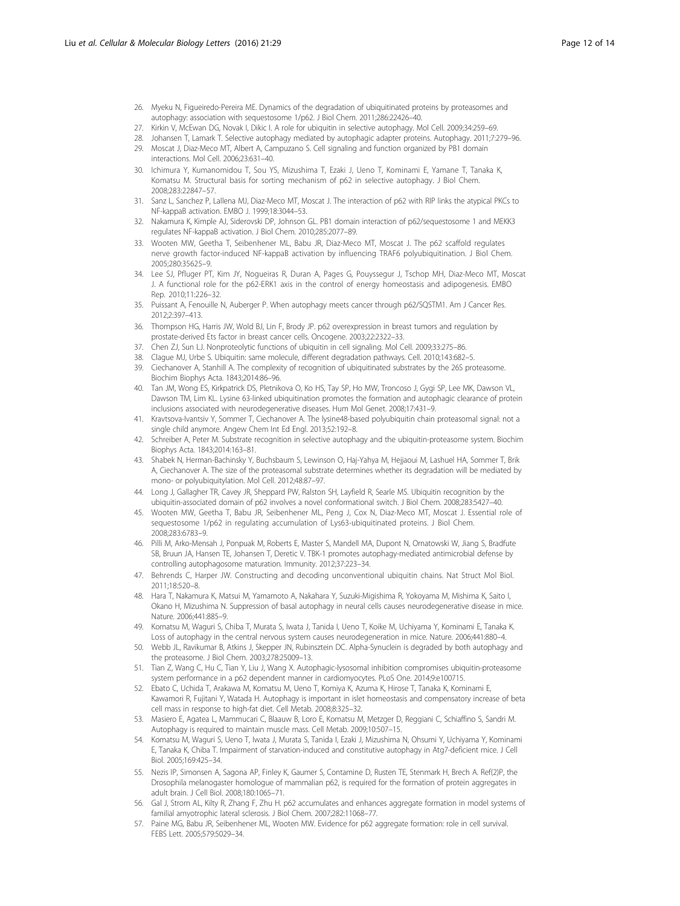26. Myeku N, Figueiredo-Pereira ME. Dynamics of the degradation of ubiquitinated proteins by proteasomes and autophagy: association with sequestosome 1/p62. J Biol Chem. 2011;286:22426–40.
27. Kirkin V, McEwan DG, Novak I, Dikic I. A role for ubiquitin in selective autophagy. Mol Cell. 2009;34:259–69.
28. Johansen T, Lamark T. Selective autophagy mediated by autophagic adapter proteins. Autophagy. 2011;7:279–96.
29. Moscat J, Diaz-Meco MT, Albert A, Campuzano S. Cell signaling and function organized by PB1 domain interactions. Mol Cell. 2006;23:631–40.
30. Ichimura Y, Kumanomidou T, Sou YS, Mizushima T, Ezaki J, Ueno T, Kominami E, Yamane T, Tanaka K, Komatsu M. Structural basis for sorting mechanism of p62 in selective autophagy. J Biol Chem. 2008;283:22847–57.
31. Sanz L, Sanchez P, Lallena MJ, Diaz-Meco MT, Moscat J. The interaction of p62 with RIP links the atypical PKCs to NF-kappaB activation. EMBO J. 1999;18:3044–53.
32. Nakamura K, Kimple AJ, Siderovski DP, Johnson GL. PB1 domain interaction of p62/sequestosome 1 and MEKK3 regulates NF-kappaB activation. J Biol Chem. 2010;285:2077–89.
33. Wooten MW, Geetha T, Seibenhener ML, Babu JR, Diaz-Meco MT, Moscat J. The p62 scaffold regulates nerve growth factor-induced NF-kappaB activation by influencing TRAF6 polyubiquitination. J Biol Chem. 2005;280:35625–9.
34. Lee SJ, Pfluger PT, Kim JY, Nogueiras R, Duran A, Pages G, Pouyssegur J, Tschop MH, Diaz-Meco MT, Moscat J. A functional role for the p62-ERK1 axis in the control of energy homeostasis and adipogenesis. EMBO Rep. 2010;11:226–32.
35. Puissant A, Fenouille N, Auberger P. When autophagy meets cancer through p62/SQSTM1. Am J Cancer Res. 2012;2:397–413.
36. Thompson HG, Harris JW, Wold BJ, Lin F, Brody JP. p62 overexpression in breast tumors and regulation by prostate-derived Ets factor in breast cancer cells. Oncogene. 2003;22:2322–33.
37. Chen ZJ, Sun LJ. Nonproteolytic functions of ubiquitin in cell signaling. Mol Cell. 2009;33:275–86.
38. Clague MJ, Urbe S. Ubiquitin: same molecule, different degradation pathways. Cell. 2010;143:682–5.
39. Ciechanover A, Stanhill A. The complexity of recognition of ubiquitinated substrates by the 26S proteasome. Biochim Biophys Acta. 1843;2014:86–96.
40. Tan JM, Wong ES, Kirkpatrick DS, Pletnikova O, Ko HS, Tay SP, Ho MW, Troncoso J, Gygi SP, Lee MK, Dawson VL, Dawson TM, Lim KL. Lysine 63-linked ubiquitination promotes the formation and autophagic clearance of protein inclusions associated with neurodegenerative diseases. Hum Mol Genet. 2008;17:431–9.
41. Kravtsova-Ivantsiv Y, Sommer T, Ciechanover A. The lysine48-based polyubiquitin chain proteasomal signal: not a single child anymore. Angew Chem Int Ed Engl. 2013;52:192–8.
42. Schreiber A, Peter M. Substrate recognition in selective autophagy and the ubiquitin-proteasome system. Biochim Biophys Acta. 1843;2014:163–81.
43. Shabek N, Herman-Bachinsky Y, Buchsbaum S, Lewinson O, Haj-Yahya M, Hejjaoui M, Lashuel HA, Sommer T, Brik A, Ciechanover A. The size of the proteasomal substrate determines whether its degradation will be mediated by mono- or polyubiquitylation. Mol Cell. 2012;48:87–97.
44. Long J, Gallagher TR, Cavey JR, Sheppard PW, Ralston SH, Layfield R, Searle MS. Ubiquitin recognition by the ubiquitin-associated domain of p62 involves a novel conformational switch. J Biol Chem. 2008;283:5427–40.
45. Wooten MW, Geetha T, Babu JR, Seibenhener ML, Peng J, Cox N, Diaz-Meco MT, Moscat J. Essential role of sequestosome 1/p62 in regulating accumulation of Lys63-ubiquitinated proteins. J Biol Chem. 2008;283:6783–9.
46. Pilli M, Arko-Mensah J, Ponpuak M, Roberts E, Master S, Mandell MA, Dupont N, Ornatowski W, Jiang S, Bradfute SB, Bruun JA, Hansen TE, Johansen T, Deretic V. TBK-1 promotes autophagy-mediated antimicrobial defense by controlling autophagosome maturation. Immunity. 2012;37:223–34.
47. Behrends C, Harper JW. Constructing and decoding unconventional ubiquitin chains. Nat Struct Mol Biol. 2011;18:520–8.
48. Hara T, Nakamura K, Matsui M, Yamamoto A, Nakahara Y, Suzuki-Migishima R, Yokoyama M, Mishima K, Saito I, Okano H, Mizushima N. Suppression of basal autophagy in neural cells causes neurodegenerative disease in mice. Nature. 2006;441:885–9.
49. Komatsu M, Waguri S, Chiba T, Murata S, Iwata J, Tanida I, Ueno T, Koike M, Uchiyama Y, Kominami E, Tanaka K. Loss of autophagy in the central nervous system causes neurodegeneration in mice. Nature. 2006;441:880–4.
50. Webb JL, Ravikumar B, Atkins J, Skepper JN, Rubinsztein DC. Alpha-Synuclein is degraded by both autophagy and the proteasome. J Biol Chem. 2003;278:25009–13.
51. Tian Z, Wang C, Hu C, Tian Y, Liu J, Wang X. Autophagic-lysosomal inhibition compromises ubiquitin-proteasome system performance in a p62 dependent manner in cardiomyocytes. PLoS One. 2014;9:e100715.
52. Ebato C, Uchida T, Arakawa M, Komatsu M, Ueno T, Komiya K, Azuma K, Hirose T, Tanaka K, Kominami E, Kawamori R, Fujitani Y, Watada H. Autophagy is important in islet homeostasis and compensatory increase of beta cell mass in response to high-fat diet. Cell Metab. 2008;8:325–32.
53. Masiero E, Agatea L, Mammucari C, Blaauw B, Loro E, Komatsu M, Metzger D, Reggiani C, Schiaffino S, Sandri M. Autophagy is required to maintain muscle mass. Cell Metab. 2009;10:507–15.
54. Komatsu M, Waguri S, Ueno T, Iwata J, Murata S, Tanida I, Ezaki J, Mizushima N, Ohsumi Y, Uchiyama Y, Kominami E, Tanaka K, Chiba T. Impairment of starvation-induced and constitutive autophagy in Atg7-deficient mice. J Cell Biol. 2005;169:425–34.
55. Nezis IP, Simonsen A, Sagona AP, Finley K, Gaumer S, Contamine D, Rusten TE, Stenmark H, Brech A. Ref(2)P, the Drosophila melanogaster homologue of mammalian p62, is required for the formation of protein aggregates in adult brain. J Cell Biol. 2008;180:1065–71.
56. Gal J, Strom AL, Kilty R, Zhang F, Zhu H. p62 accumulates and enhances aggregate formation in model systems of familial amyotrophic lateral sclerosis. J Biol Chem. 2007;282:11068–77.
57. Paine MG, Babu JR, Seibenhener ML, Wooten MW. Evidence for p62 aggregate formation: role in cell survival. FEBS Lett. 2005;579:5029–34.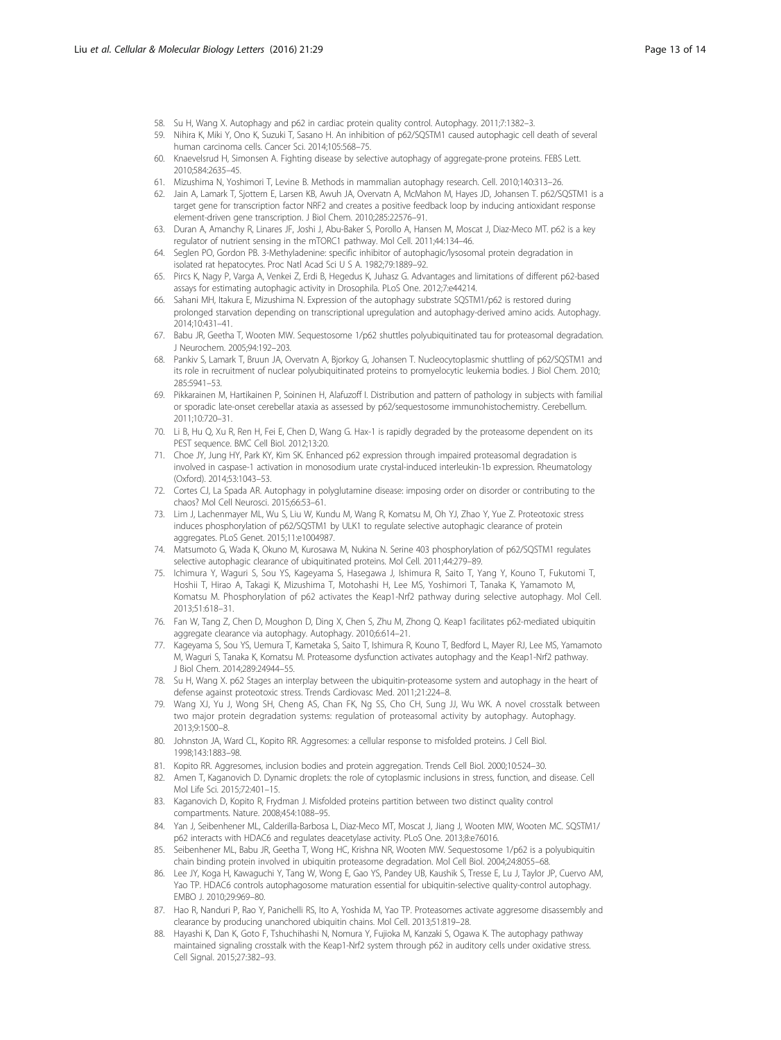58. Su H, Wang X. Autophagy and p62 in cardiac protein quality control. Autophagy. 2011;7:1382–3.
59. Nihira K, Miki Y, Ono K, Suzuki T, Sasano H. An inhibition of p62/SQSTM1 caused autophagic cell death of several human carcinoma cells. Cancer Sci. 2014;105:568–75.
60. Knaevelsrud H, Simonsen A. Fighting disease by selective autophagy of aggregate-prone proteins. FEBS Lett. 2010;584:2635–45.
61. Mizushima N, Yoshimori T, Levine B. Methods in mammalian autophagy research. Cell. 2010;140:313–26.
62. Jain A, Lamark T, Sjottem E, Larsen KB, Awuh JA, Overvatn A, McMahon M, Hayes JD, Johansen T. p62/SQSTM1 is a target gene for transcription factor NRF2 and creates a positive feedback loop by inducing antioxidant response element-driven gene transcription. J Biol Chem. 2010;285:22576–91.
63. Duran A, Amanchy R, Linares JF, Joshi J, Abu-Baker S, Porollo A, Hansen M, Moscat J, Diaz-Meco MT. p62 is a key regulator of nutrient sensing in the mTORC1 pathway. Mol Cell. 2011;44:134–46.
64. Seglen PO, Gordon PB. 3-Methyladenine: specific inhibitor of autophagic/lysosomal protein degradation in isolated rat hepatocytes. Proc Natl Acad Sci U S A. 1982;79:1889–92.
65. Pircs K, Nagy P, Varga A, Venkei Z, Erdi B, Hegedus K, Juhasz G. Advantages and limitations of different p62-based assays for estimating autophagic activity in Drosophila. PLoS One. 2012;7:e44214.
66. Sahani MH, Itakura E, Mizushima N. Expression of the autophagy substrate SQSTM1/p62 is restored during prolonged starvation depending on transcriptional upregulation and autophagy-derived amino acids. Autophagy. 2014;10:431–41.
67. Babu JR, Geetha T, Wooten MW. Sequestosome 1/p62 shuttles polyubiquitinated tau for proteasomal degradation. J Neurochem. 2005;94:192–203.
68. Pankiv S, Lamark T, Bruun JA, Overvatn A, Bjorkoy G, Johansen T. Nucleocytoplasmic shuttling of p62/SQSTM1 and its role in recruitment of nuclear polyubiquitinated proteins to promyelocytic leukemia bodies. J Biol Chem. 2010; 285:5941–53.
69. Pikkarainen M, Hartikainen P, Soininen H, Alafuzoff I. Distribution and pattern of pathology in subjects with familial or sporadic late-onset cerebellar ataxia as assessed by p62/sequestosome immunohistochemistry. Cerebellum. 2011;10:720–31.
70. Li B, Hu Q, Xu R, Ren H, Fei E, Chen D, Wang G. Hax-1 is rapidly degraded by the proteasome dependent on its PEST sequence. BMC Cell Biol. 2012;13:20.
71. Choe JY, Jung HY, Park KY, Kim SK. Enhanced p62 expression through impaired proteasomal degradation is involved in caspase-1 activation in monosodium urate crystal-induced interleukin-1b expression. Rheumatology (Oxford). 2014;53:1043–53.
72. Cortes CJ, La Spada AR. Autophagy in polyglutamine disease: imposing order on disorder or contributing to the chaos? Mol Cell Neurosci. 2015;66:53–61.
73. Lim J, Lachenmayer ML, Wu S, Liu W, Kundu M, Wang R, Komatsu M, Oh YJ, Zhao Y, Yue Z. Proteotoxic stress induces phosphorylation of p62/SQSTM1 by ULK1 to regulate selective autophagic clearance of protein aggregates. PLoS Genet. 2015;11:e1004987.
74. Matsumoto G, Wada K, Okuno M, Kurosawa M, Nukina N. Serine 403 phosphorylation of p62/SQSTM1 regulates selective autophagic clearance of ubiquitinated proteins. Mol Cell. 2011;44:279–89.
75. Ichimura Y, Waguri S, Sou YS, Kageyama S, Hasegawa J, Ishimura R, Saito T, Yang Y, Kouno T, Fukutomi T, Hoshii T, Hirao A, Takagi K, Mizushima T, Motohashi H, Lee MS, Yoshimori T, Tanaka K, Yamamoto M, Komatsu M. Phosphorylation of p62 activates the Keap1-Nrf2 pathway during selective autophagy. Mol Cell. 2013;51:618–31.
76. Fan W, Tang Z, Chen D, Moughon D, Ding X, Chen S, Zhu M, Zhong Q. Keap1 facilitates p62-mediated ubiquitin aggregate clearance via autophagy. Autophagy. 2010;6:614–21.
77. Kageyama S, Sou YS, Uemura T, Kametaka S, Saito T, Ishimura R, Kouno T, Bedford L, Mayer RJ, Lee MS, Yamamoto M, Waguri S, Tanaka K, Komatsu M. Proteasome dysfunction activates autophagy and the Keap1-Nrf2 pathway. J Biol Chem. 2014;289:24944–55.
78. Su H, Wang X. p62 Stages an interplay between the ubiquitin-proteasome system and autophagy in the heart of defense against proteotoxic stress. Trends Cardiovasc Med. 2011;21:224–8.
79. Wang XJ, Yu J, Wong SH, Cheng AS, Chan FK, Ng SS, Cho CH, Sung JJ, Wu WK. A novel crosstalk between two major protein degradation systems: regulation of proteasomal activity by autophagy. Autophagy. 2013;9:1500–8.
80. Johnston JA, Ward CL, Kopito RR. Aggresomes: a cellular response to misfolded proteins. J Cell Biol. 1998;143:1883–98.
81. Kopito RR. Aggresomes, inclusion bodies and protein aggregation. Trends Cell Biol. 2000;10:524–30.
82. Amen T, Kaganovich D. Dynamic droplets: the role of cytoplasmic inclusions in stress, function, and disease. Cell Mol Life Sci. 2015;72:401–15.
83. Kaganovich D, Kopito R, Frydman J. Misfolded proteins partition between two distinct quality control compartments. Nature. 2008;454:1088–95.
84. Yan J, Seibenhener ML, Calderilla-Barbosa L, Diaz-Meco MT, Moscat J, Jiang J, Wooten MW, Wooten MC. SQSTM1/p62 interacts with HDAC6 and regulates deacetylase activity. PLoS One. 2013;8:e76016.
85. Seibenhener ML, Babu JR, Geetha T, Wong HC, Krishna NR, Wooten MW. Sequestosome 1/p62 is a polyubiquitin chain binding protein involved in ubiquitin proteasome degradation. Mol Cell Biol. 2004;24:8055–68.
86. Lee JY, Koga H, Kawaguchi Y, Tang W, Wong E, Gao YS, Pandey UB, Kaushik S, Tresse E, Lu J, Taylor JP, Cuervo AM, Yao TP. HDAC6 controls autophagosome maturation essential for ubiquitin-selective quality-control autophagy. EMBO J. 2010;29:969–80.
87. Hao R, Nanduri P, Rao Y, Panichelli RS, Ito A, Yoshida M, Yao TP. Proteasomes activate aggresome disassembly and clearance by producing unanchored ubiquitin chains. Mol Cell. 2013;51:819–28.
88. Hayashi K, Dan K, Goto F, Tshuchihashi N, Nomura Y, Fujioka M, Kanzaki S, Ogawa K. The autophagy pathway maintained signaling crosstalk with the Keap1-Nrf2 system through p62 in auditory cells under oxidative stress. Cell Signal. 2015;27:382–93.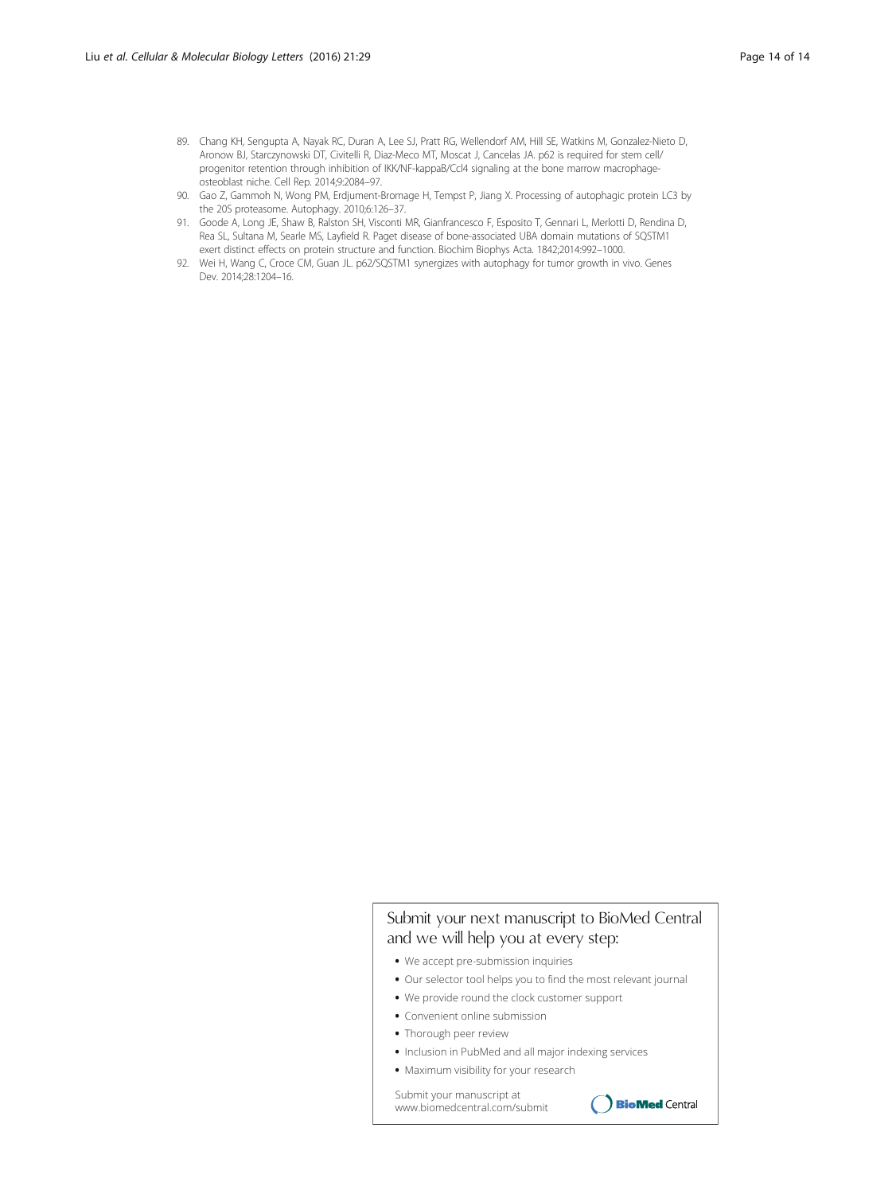89. Chang KH, Sengupta A, Nayak RC, Duran A, Lee SJ, Pratt RG, Wellendorf AM, Hill SE, Watkins M, Gonzalez-Nieto D, Aronow BJ, Starczynowski DT, Civitelli R, Diaz-Meco MT, Moscat J, Cancelas JA. p62 is required for stem cell/progenitor retention through inhibition of IKK/NF-kappaB/Ccl4 signaling at the bone marrow macrophage-osteoblast niche. Cell Rep. 2014;9:2084–97.
90. Gao Z, Gammoh N, Wong PM, Erdjument-Bromage H, Tempst P, Jiang X. Processing of autophagic protein LC3 by the 20S proteasome. Autophagy. 2010;6:126–37.
91. Goode A, Long JE, Shaw B, Ralston SH, Visconti MR, Gianfrancesco F, Esposito T, Gennari L, Merlotti D, Rendina D, Rea SL, Sultana M, Searle MS, Layfield R. Paget disease of bone-associated UBA domain mutations of SQSTM1 exert distinct effects on protein structure and function. Biochim Biophys Acta. 1842;2014:992–1000.
92. Wei H, Wang C, Croce CM, Guan JL. p62/SQSTM1 synergizes with autophagy for tumor growth in vivo. Genes Dev. 2014;28:1204–16.

Submit your next manuscript to BioMed Central and we will help you at every step:

- We accept pre-submission inquiries
- Our selector tool helps you to find the most relevant journal
- We provide round the clock customer support
- Convenient online submission
- Thorough peer review
- Inclusion in PubMed and all major indexing services
- Maximum visibility for your research

Submit your manuscript at www.biomedcentral.com/submit

BioMed Central